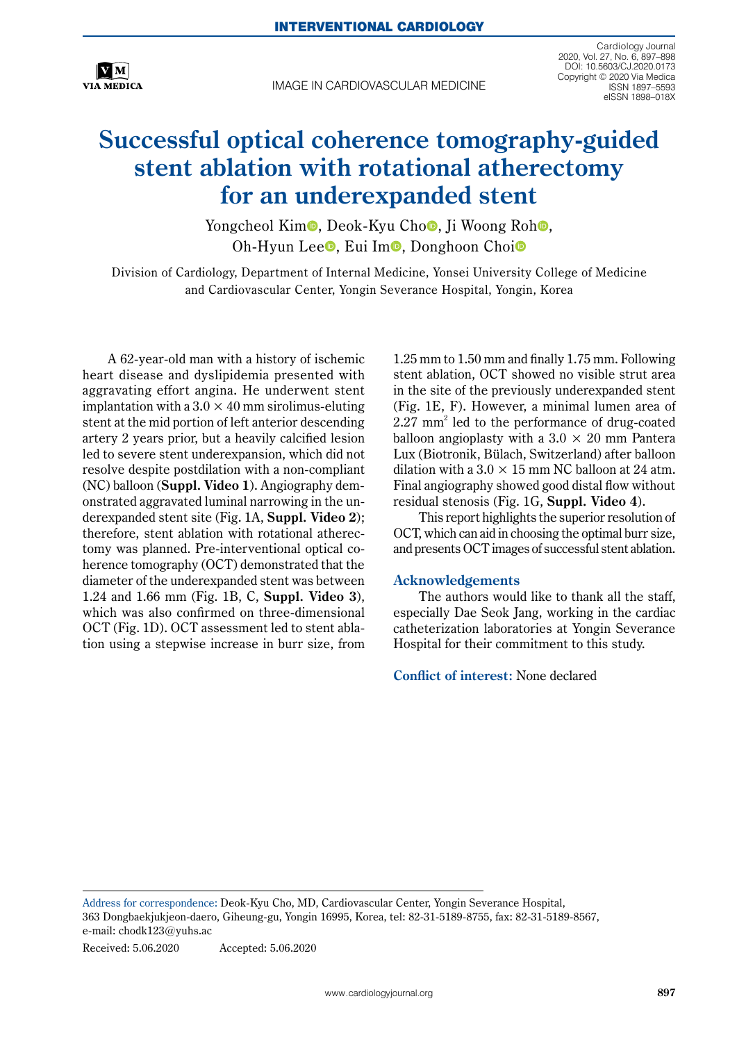INTERVENTIONAL CARDIOLOGY

IMAGE IN CARDIOVASCULAR MEDICINE

# Successful optical coherence tomography-guided stent ablation with rotational atherectomy for an underexpanded stent

Yongcheol Kim, Deok-Kyu Cho, Ji Woong Roh, Oh-Hyun Lee, Eui Im, Donghoon Choi

Division of Cardiology, Department of Internal Medicine, Yonsei University College of Medicine and Cardiovascular Center, Yongin Severance Hospital, Yongin, Korea

A 62-year-old man with a history of ischemic heart disease and dyslipidemia presented with aggravating effort angina. He underwent stent implantation with a 3.0 × 40 mm sirolimus-eluting stent at the mid portion of left anterior descending artery 2 years prior, but a heavily calcified lesion led to severe stent underexpansion, which did not resolve despite postdilation with a non-compliant (NC) balloon (**Suppl. Video 1**). Angiography demonstrated aggravated luminal narrowing in the underexpanded stent site (Fig. 1A, **Suppl. Video 2**); therefore, stent ablation with rotational atherectomy was planned. Pre-interventional optical coherence tomography (OCT) demonstrated that the diameter of the underexpanded stent was between 1.24 and 1.66 mm (Fig. 1B, C, **Suppl. Video 3**), which was also confirmed on three-dimensional OCT (Fig. 1D). OCT assessment led to stent ablation using a stepwise increase in burr size, from 1.25 mm to 1.50 mm and finally 1.75 mm. Following stent ablation, OCT showed no visible strut area in the site of the previously underexpanded stent (Fig. 1E, F). However, a minimal lumen area of 2.27 mm$^2$ led to the performance of drug-coated balloon angioplasty with a 3.0 × 20 mm Pantera Lux (Biotronik, Bülach, Switzerland) after balloon dilation with a 3.0 × 15 mm NC balloon at 24 atm. Final angiography showed good distal flow without residual stenosis (Fig. 1G, **Suppl. Video 4**).

This report highlights the superior resolution of OCT, which can aid in choosing the optimal burr size, and presents OCT images of successful stent ablation.

## Acknowledgements

The authors would like to thank all the staff, especially Dae Seok Jang, working in the cardiac catheterization laboratories at Yongin Severance Hospital for their commitment to this study.

**Conflict of interest:** None declared

---

Address for correspondence: Deok-Kyu Cho, MD, Cardiovascular Center, Yongin Severance Hospital, 363 Dongbaekjukjeon-daero, Giheung-gu, Yongin 16995, Korea, tel: 82-31-5189-8755, fax: 82-31-5189-8567, e-mail: chodk123@yuhs.ac

Received: 5.06.2020 Accepted: 5.06.2020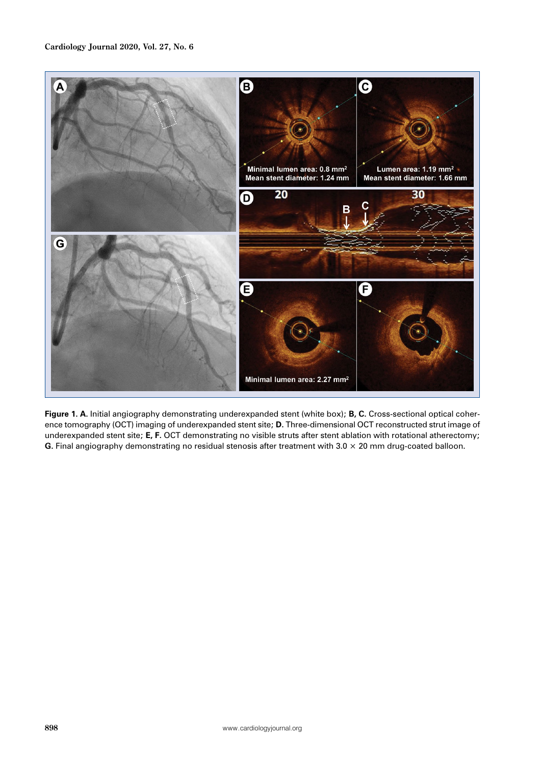**Figure 1. A.** Initial angiography demonstrating underexpanded stent (white box); **B, C.** Cross-sectional optical coherence tomography (OCT) imaging of underexpanded stent site; **D.** Three-dimensional OCT reconstructed strut image of underexpanded stent site; **E, F.** OCT demonstrating no visible struts after stent ablation with rotational atherectomy; **G.** Final angiography demonstrating no residual stenosis after treatment with 3.0 × 20 mm drug-coated balloon.